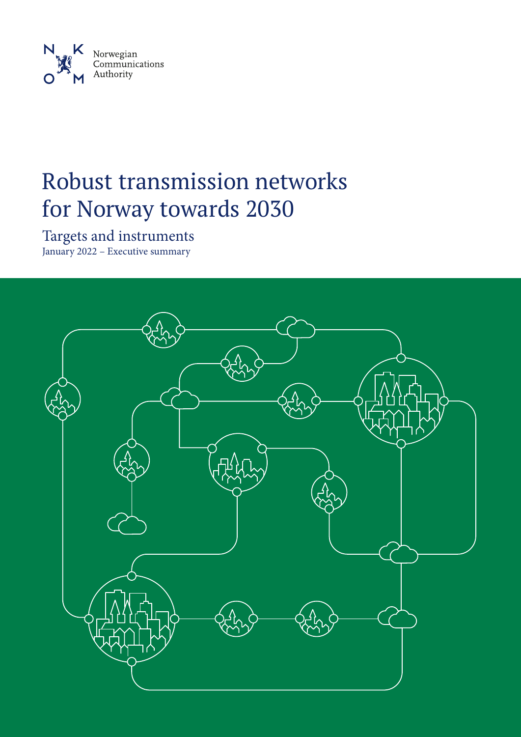Norwegian Communications Authority

# Robust transmission networks for Norway towards 2030

## Targets and instruments

January 2022 – Executive summary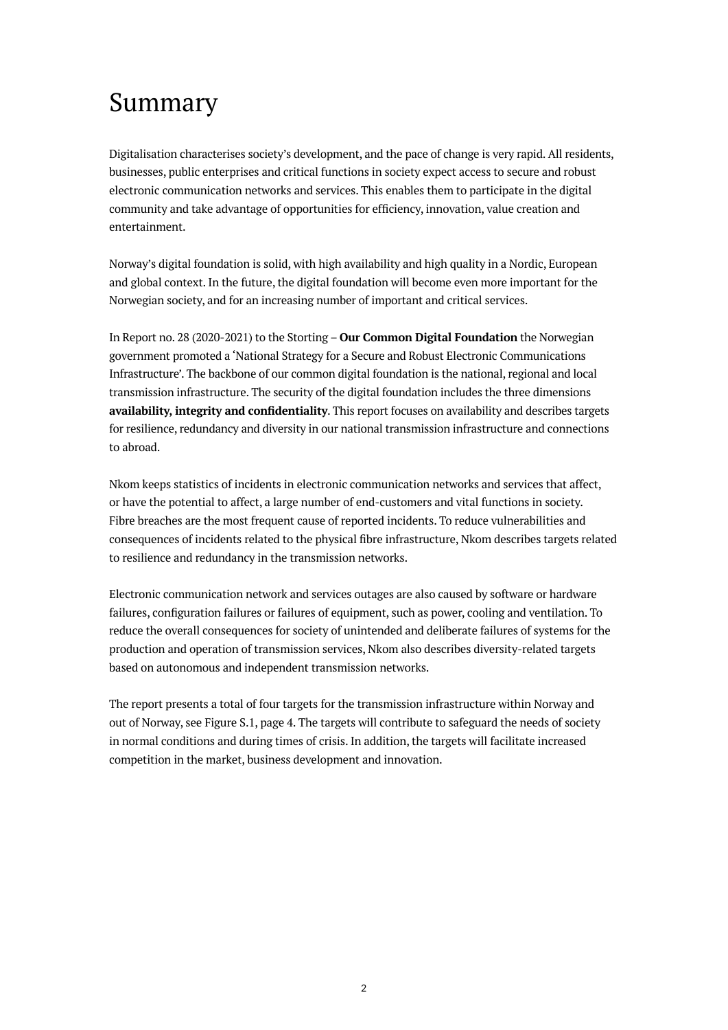# Summary

Digitalisation characterises society's development, and the pace of change is very rapid. All residents, businesses, public enterprises and critical functions in society expect access to secure and robust electronic communication networks and services. This enables them to participate in the digital community and take advantage of opportunities for efficiency, innovation, value creation and entertainment.

Norway's digital foundation is solid, with high availability and high quality in a Nordic, European and global context. In the future, the digital foundation will become even more important for the Norwegian society, and for an increasing number of important and critical services.

In Report no. 28 (2020-2021) to the Storting – **Our Common Digital Foundation** the Norwegian government promoted a 'National Strategy for a Secure and Robust Electronic Communications Infrastructure'. The backbone of our common digital foundation is the national, regional and local transmission infrastructure. The security of the digital foundation includes the three dimensions **availability, integrity and confidentiality**. This report focuses on availability and describes targets for resilience, redundancy and diversity in our national transmission infrastructure and connections to abroad.

Nkom keeps statistics of incidents in electronic communication networks and services that affect, or have the potential to affect, a large number of end-customers and vital functions in society. Fibre breaches are the most frequent cause of reported incidents. To reduce vulnerabilities and consequences of incidents related to the physical fibre infrastructure, Nkom describes targets related to resilience and redundancy in the transmission networks.

Electronic communication network and services outages are also caused by software or hardware failures, configuration failures or failures of equipment, such as power, cooling and ventilation. To reduce the overall consequences for society of unintended and deliberate failures of systems for the production and operation of transmission services, Nkom also describes diversity-related targets based on autonomous and independent transmission networks.

The report presents a total of four targets for the transmission infrastructure within Norway and out of Norway, see Figure S.1, page 4. The targets will contribute to safeguard the needs of society in normal conditions and during times of crisis. In addition, the targets will facilitate increased competition in the market, business development and innovation.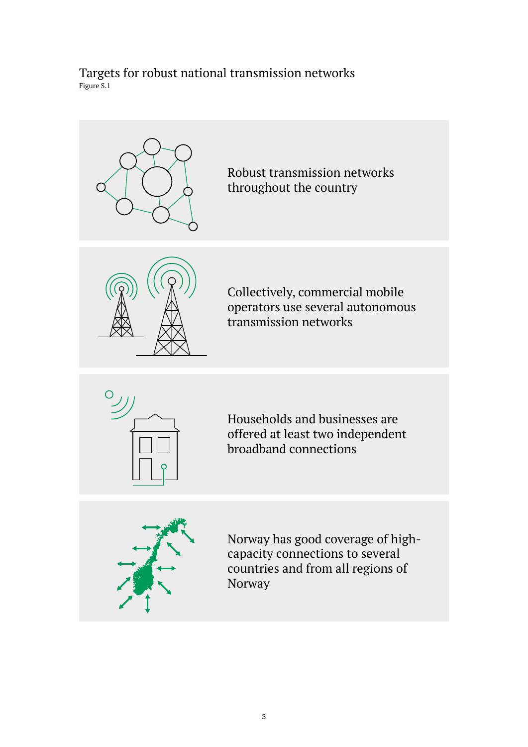Targets for robust national transmission networks

Figure S.1

Robust transmission networks throughout the country

Collectively, commercial mobile operators use several autonomous transmission networks

Households and businesses are offered at least two independent broadband connections

Norway has good coverage of high-capacity connections to several countries and from all regions of Norway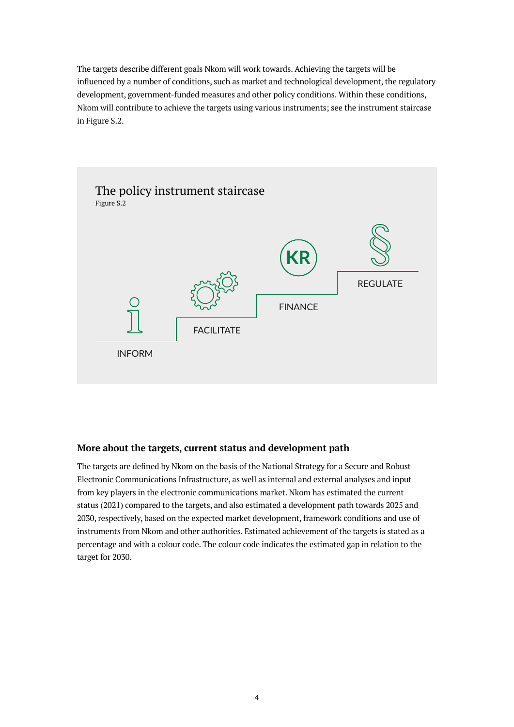The targets describe different goals Nkom will work towards. Achieving the targets will be influenced by a number of conditions, such as market and technological development, the regulatory development, government-funded measures and other policy conditions. Within these conditions, Nkom will contribute to achieve the targets using various instruments; see the instrument staircase in Figure S.2.

The policy instrument staircase

Figure S.2

INFORM

FACILITATE

FINANCE

REGULATE

### More about the targets, current status and development path

The targets are defined by Nkom on the basis of the National Strategy for a Secure and Robust Electronic Communications Infrastructure, as well as internal and external analyses and input from key players in the electronic communications market. Nkom has estimated the current status (2021) compared to the targets, and also estimated a development path towards 2025 and 2030, respectively, based on the expected market development, framework conditions and use of instruments from Nkom and other authorities. Estimated achievement of the targets is stated as a percentage and with a colour code. The colour code indicates the estimated gap in relation to the target for 2030.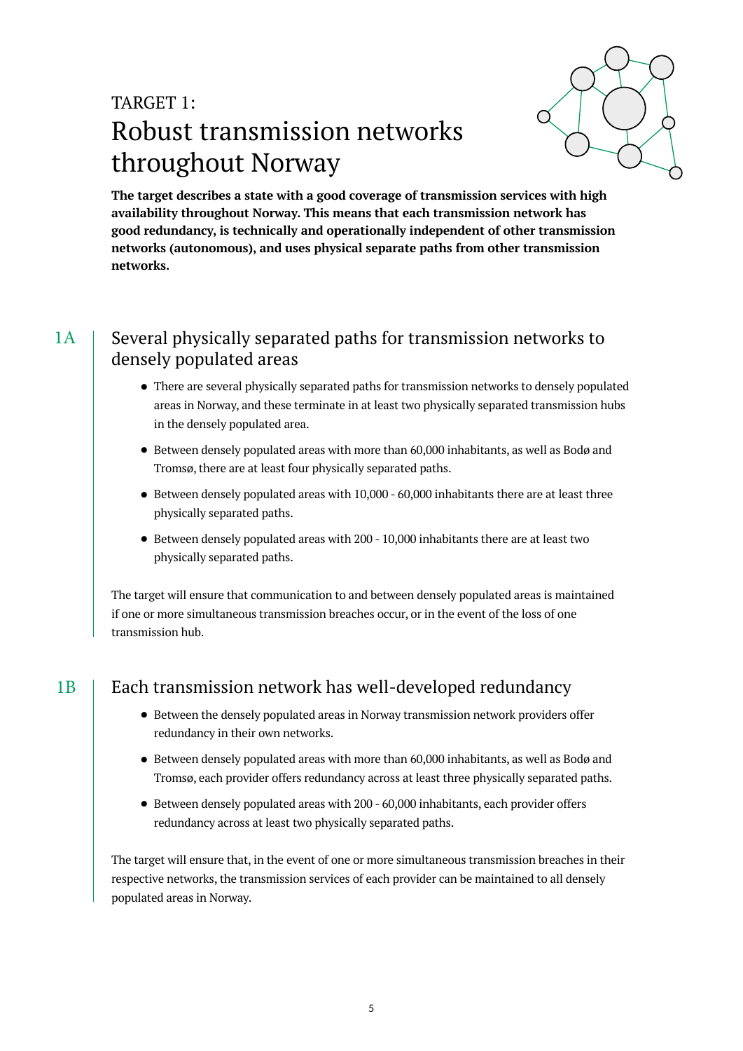TARGET 1:

# Robust transmission networks throughout Norway

**The target describes a state with a good coverage of transmission services with high availability throughout Norway. This means that each transmission network has good redundancy, is technically and operationally independent of other transmission networks (autonomous), and uses physical separate paths from other transmission networks.**

## 1A Several physically separated paths for transmission networks to densely populated areas

- There are several physically separated paths for transmission networks to densely populated areas in Norway, and these terminate in at least two physically separated transmission hubs in the densely populated area.
- Between densely populated areas with more than 60,000 inhabitants, as well as Bodø and Tromsø, there are at least four physically separated paths.
- Between densely populated areas with 10,000 - 60,000 inhabitants there are at least three physically separated paths.
- Between densely populated areas with 200 - 10,000 inhabitants there are at least two physically separated paths.

The target will ensure that communication to and between densely populated areas is maintained if one or more simultaneous transmission breaches occur, or in the event of the loss of one transmission hub.

## 1B Each transmission network has well-developed redundancy

- Between the densely populated areas in Norway transmission network providers offer redundancy in their own networks.
- Between densely populated areas with more than 60,000 inhabitants, as well as Bodø and Tromsø, each provider offers redundancy across at least three physically separated paths.
- Between densely populated areas with 200 - 60,000 inhabitants, each provider offers redundancy across at least two physically separated paths.

The target will ensure that, in the event of one or more simultaneous transmission breaches in their respective networks, the transmission services of each provider can be maintained to all densely populated areas in Norway.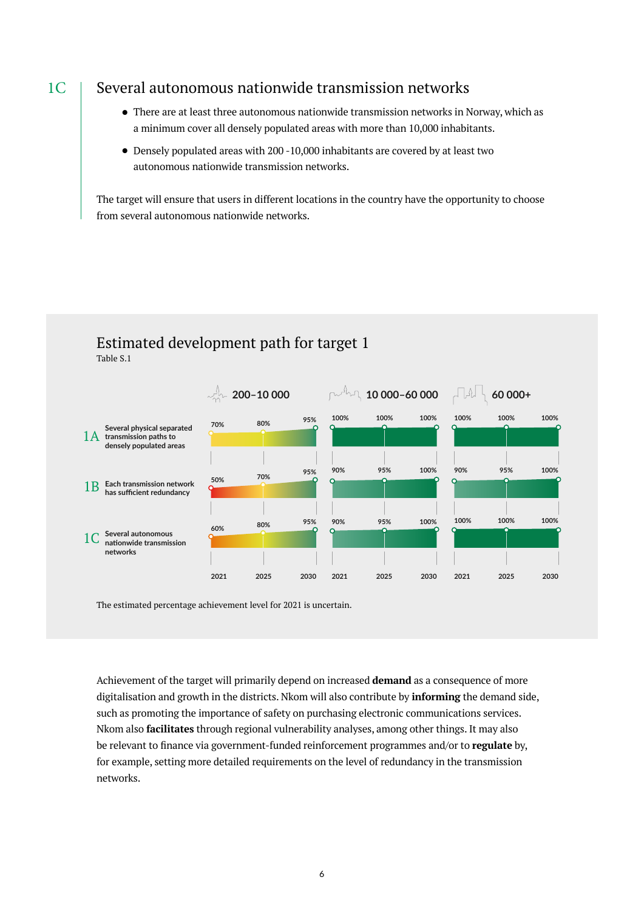## 1C Several autonomous nationwide transmission networks

- There are at least three autonomous nationwide transmission networks in Norway, which as a minimum cover all densely populated areas with more than 10,000 inhabitants.
- Densely populated areas with 200 -10,000 inhabitants are covered by at least two autonomous nationwide transmission networks.

The target will ensure that users in different locations in the country have the opportunity to choose from several autonomous nationwide networks.

## Estimated development path for target 1

Table S.1

| | 200–10 000 | | | 10 000–60 000 | | | 60 000+ | | |
|---|---|---|---|---|---|---|---|---|---|
| | 2021 | 2025 | 2030 | 2021 | 2025 | 2030 | 2021 | 2025 | 2030 |
| 1A Several physical separated transmission paths to densely populated areas | 70% | 80% | 95% | 100% | 100% | 100% | 100% | 100% | 100% |
| 1B Each transmission network has sufficient redundancy | 50% | 70% | 95% | 90% | 95% | 100% | 90% | 95% | 100% |
| 1C Several autonomous nationwide transmission networks | 60% | 80% | 95% | 90% | 95% | 100% | 100% | 100% | 100% |

The estimated percentage achievement level for 2021 is uncertain.

Achievement of the target will primarily depend on increased **demand** as a consequence of more digitalisation and growth in the districts. Nkom will also contribute by **informing** the demand side, such as promoting the importance of safety on purchasing electronic communications services. Nkom also **facilitates** through regional vulnerability analyses, among other things. It may also be relevant to finance via government-funded reinforcement programmes and/or to **regulate** by, for example, setting more detailed requirements on the level of redundancy in the transmission networks.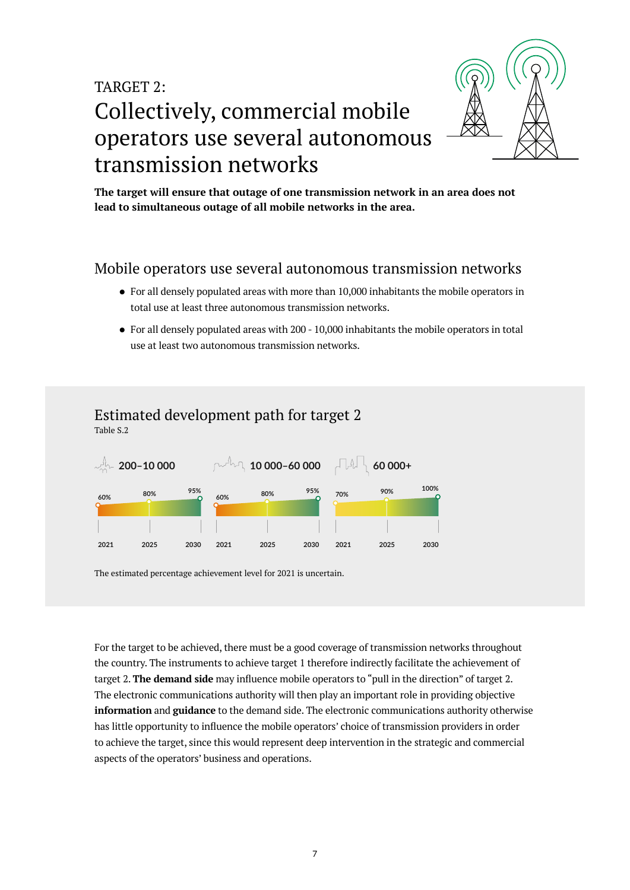TARGET 2:

# Collectively, commercial mobile operators use several autonomous transmission networks

**The target will ensure that outage of one transmission network in an area does not lead to simultaneous outage of all mobile networks in the area.**

## Mobile operators use several autonomous transmission networks

- For all densely populated areas with more than 10,000 inhabitants the mobile operators in total use at least three autonomous transmission networks.
- For all densely populated areas with 200 - 10,000 inhabitants the mobile operators in total use at least two autonomous transmission networks.

## Estimated development path for target 2

Table S.2

| | 2021 | 2025 | 2030 |
|---|---|---|---|
| 200–10 000 | 60% | 80% | 95% |
| 10 000–60 000 | 60% | 80% | 95% |
| 60 000+ | 70% | 90% | 100% |

The estimated percentage achievement level for 2021 is uncertain.

For the target to be achieved, there must be a good coverage of transmission networks throughout the country. The instruments to achieve target 1 therefore indirectly facilitate the achievement of target 2. **The demand side** may influence mobile operators to "pull in the direction" of target 2. The electronic communications authority will then play an important role in providing objective **information** and **guidance** to the demand side. The electronic communications authority otherwise has little opportunity to influence the mobile operators' choice of transmission providers in order to achieve the target, since this would represent deep intervention in the strategic and commercial aspects of the operators' business and operations.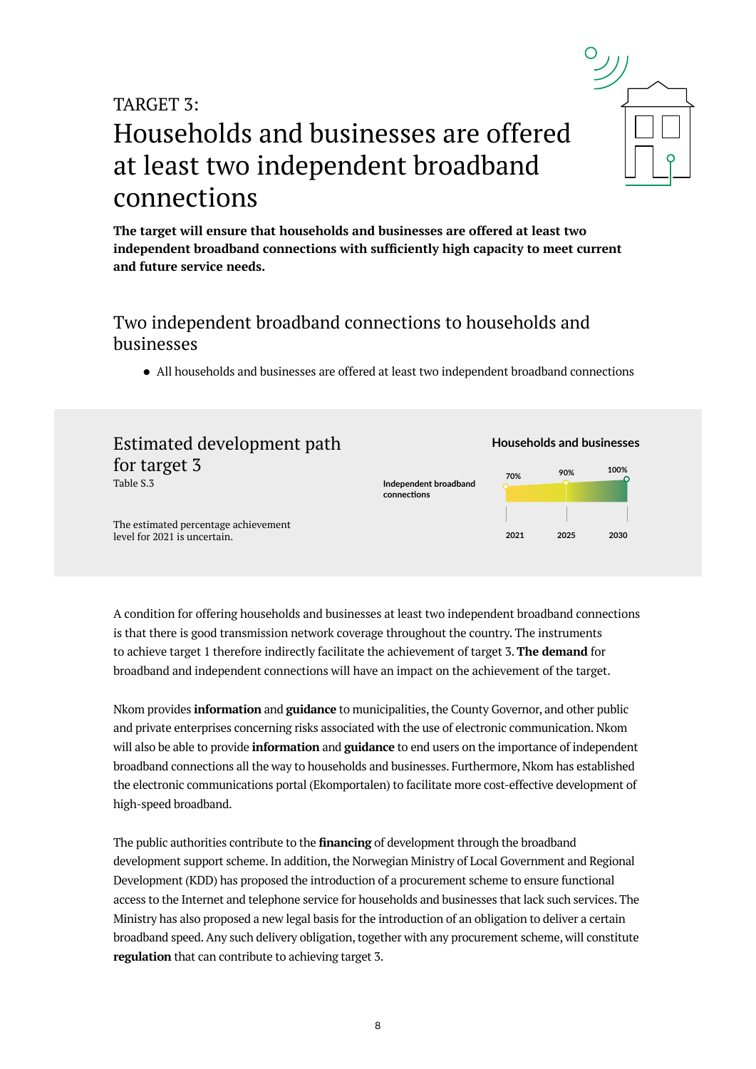TARGET 3:

# Households and businesses are offered at least two independent broadband connections

**The target will ensure that households and businesses are offered at least two independent broadband connections with sufficiently high capacity to meet current and future service needs.**

## Two independent broadband connections to households and businesses

- All households and businesses are offered at least two independent broadband connections

## Estimated development path for target 3

Table S.3

The estimated percentage achievement level for 2021 is uncertain.

**Households and businesses**

| | 2021 | 2025 | 2030 |
|---|---|---|---|
| Independent broadband connections | 70% | 90% | 100% |

A condition for offering households and businesses at least two independent broadband connections is that there is good transmission network coverage throughout the country. The instruments to achieve target 1 therefore indirectly facilitate the achievement of target 3. **The demand** for broadband and independent connections will have an impact on the achievement of the target.

Nkom provides **information** and **guidance** to municipalities, the County Governor, and other public and private enterprises concerning risks associated with the use of electronic communication. Nkom will also be able to provide **information** and **guidance** to end users on the importance of independent broadband connections all the way to households and businesses. Furthermore, Nkom has established the electronic communications portal (Ekomportalen) to facilitate more cost-effective development of high-speed broadband.

The public authorities contribute to the **financing** of development through the broadband development support scheme. In addition, the Norwegian Ministry of Local Government and Regional Development (KDD) has proposed the introduction of a procurement scheme to ensure functional access to the Internet and telephone service for households and businesses that lack such services. The Ministry has also proposed a new legal basis for the introduction of an obligation to deliver a certain broadband speed. Any such delivery obligation, together with any procurement scheme, will constitute **regulation** that can contribute to achieving target 3.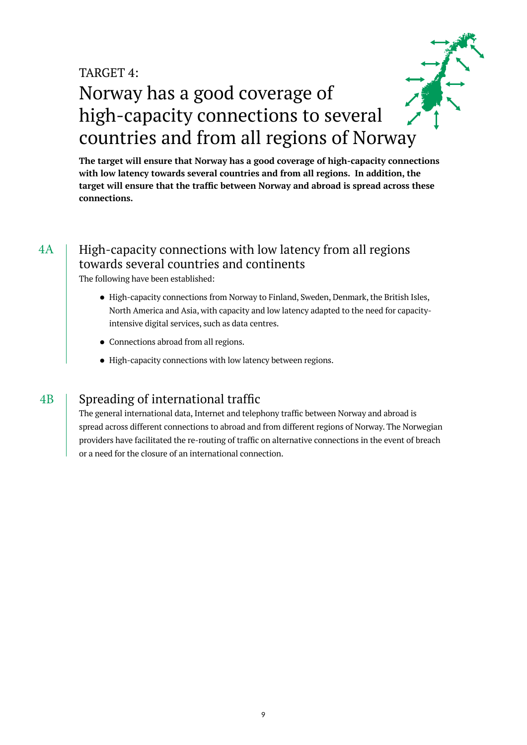TARGET 4:

# Norway has a good coverage of high-capacity connections to several countries and from all regions of Norway

**The target will ensure that Norway has a good coverage of high-capacity connections with low latency towards several countries and from all regions. In addition, the target will ensure that the traffic between Norway and abroad is spread across these connections.**

## 4A High-capacity connections with low latency from all regions towards several countries and continents

The following have been established:

- High-capacity connections from Norway to Finland, Sweden, Denmark, the British Isles, North America and Asia, with capacity and low latency adapted to the need for capacity-intensive digital services, such as data centres.
- Connections abroad from all regions.
- High-capacity connections with low latency between regions.

## 4B Spreading of international traffic

The general international data, Internet and telephony traffic between Norway and abroad is spread across different connections to abroad and from different regions of Norway. The Norwegian providers have facilitated the re-routing of traffic on alternative connections in the event of breach or a need for the closure of an international connection.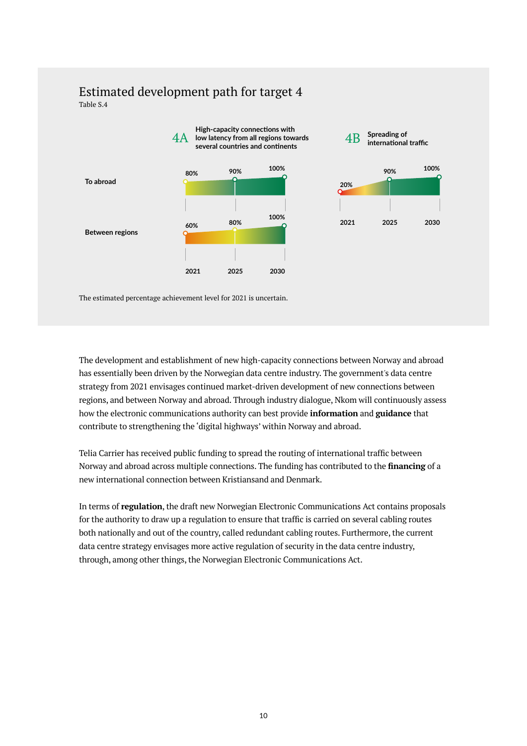## Estimated development path for target 4

Table S.4

**4A** High-capacity connections with low latency from all regions towards several countries and continents

| | 2021 | 2025 | 2030 |
|---|---|---|---|
| To abroad | 80% | 90% | 100% |
| Between regions | 60% | 80% | 100% |

**4B** Spreading of international traffic

| 2021 | 2025 | 2030 |
|---|---|---|
| 20% | 90% | 100% |

The estimated percentage achievement level for 2021 is uncertain.

The development and establishment of new high-capacity connections between Norway and abroad has essentially been driven by the Norwegian data centre industry. The government's data centre strategy from 2021 envisages continued market-driven development of new connections between regions, and between Norway and abroad. Through industry dialogue, Nkom will continuously assess how the electronic communications authority can best provide **information** and **guidance** that contribute to strengthening the 'digital highways' within Norway and abroad.

Telia Carrier has received public funding to spread the routing of international traffic between Norway and abroad across multiple connections. The funding has contributed to the **financing** of a new international connection between Kristiansand and Denmark.

In terms of **regulation**, the draft new Norwegian Electronic Communications Act contains proposals for the authority to draw up a regulation to ensure that traffic is carried on several cabling routes both nationally and out of the country, called redundant cabling routes. Furthermore, the current data centre strategy envisages more active regulation of security in the data centre industry, through, among other things, the Norwegian Electronic Communications Act.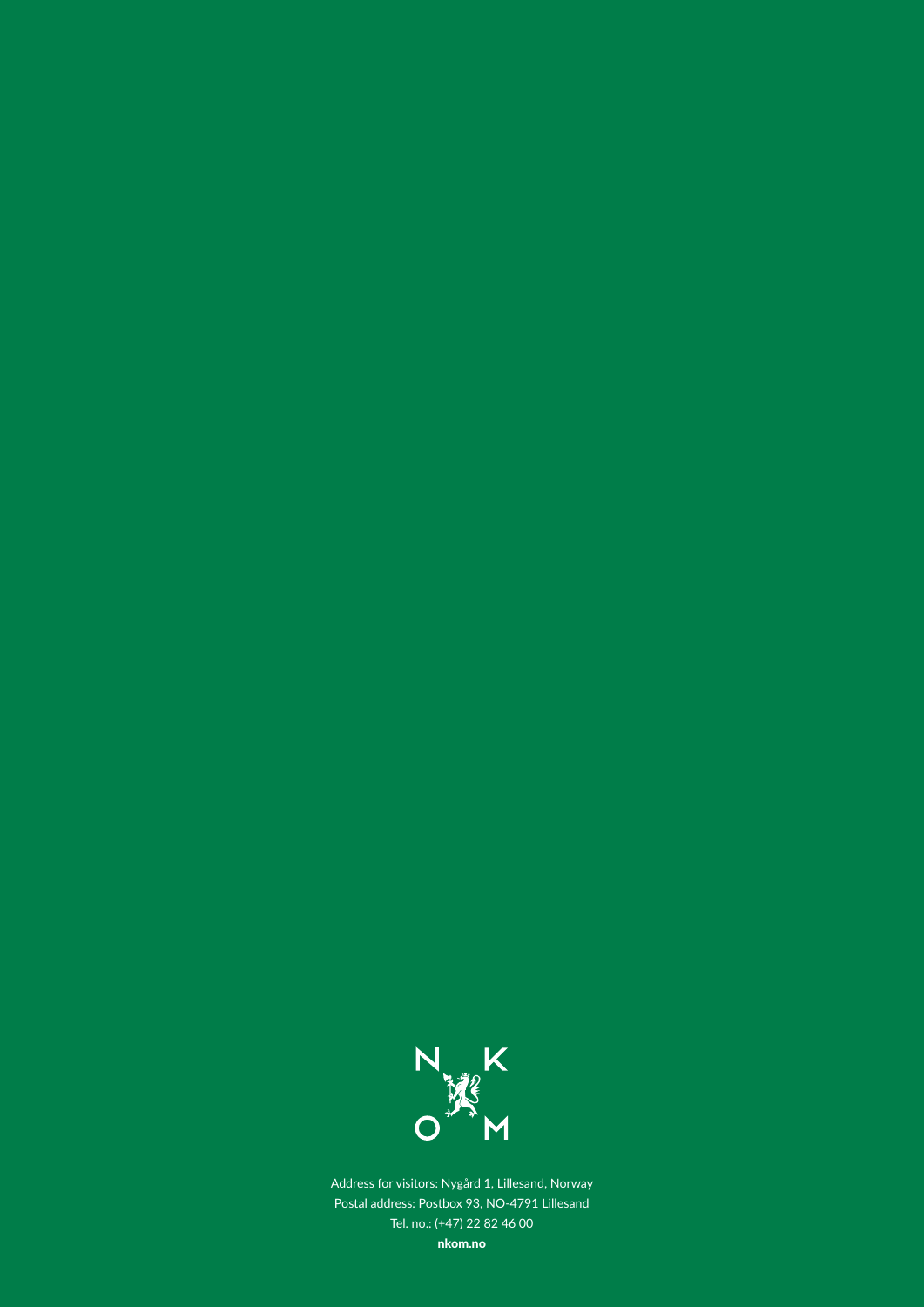N K
O M

Address for visitors: Nygård 1, Lillesand, Norway
Postal address: Postbox 93, NO-4791 Lillesand
Tel. no.: (+47) 22 82 46 00
**nkom.no**